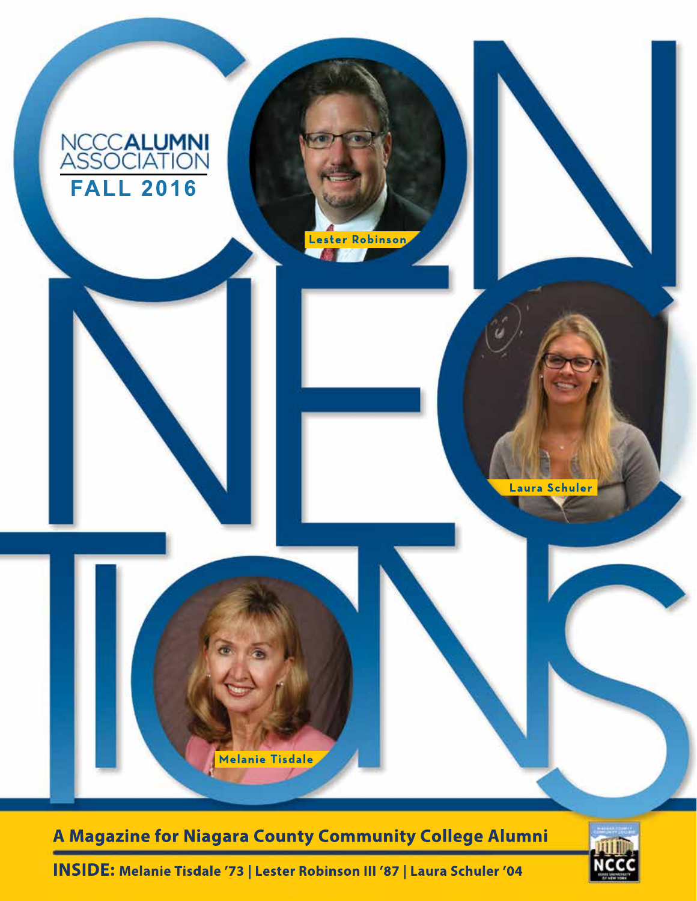NCCC **ALUMNI** ASSOCIATION

**FALL 2016**

# CONNECTIONS

Lester Robinson

Laura Schuler

Melanie Tisdale

**A Magazine for Niagara County Community College Alumni**

**INSIDE: Melanie Tisdale '73 | Lester Robinson III '87 | Laura Schuler '04**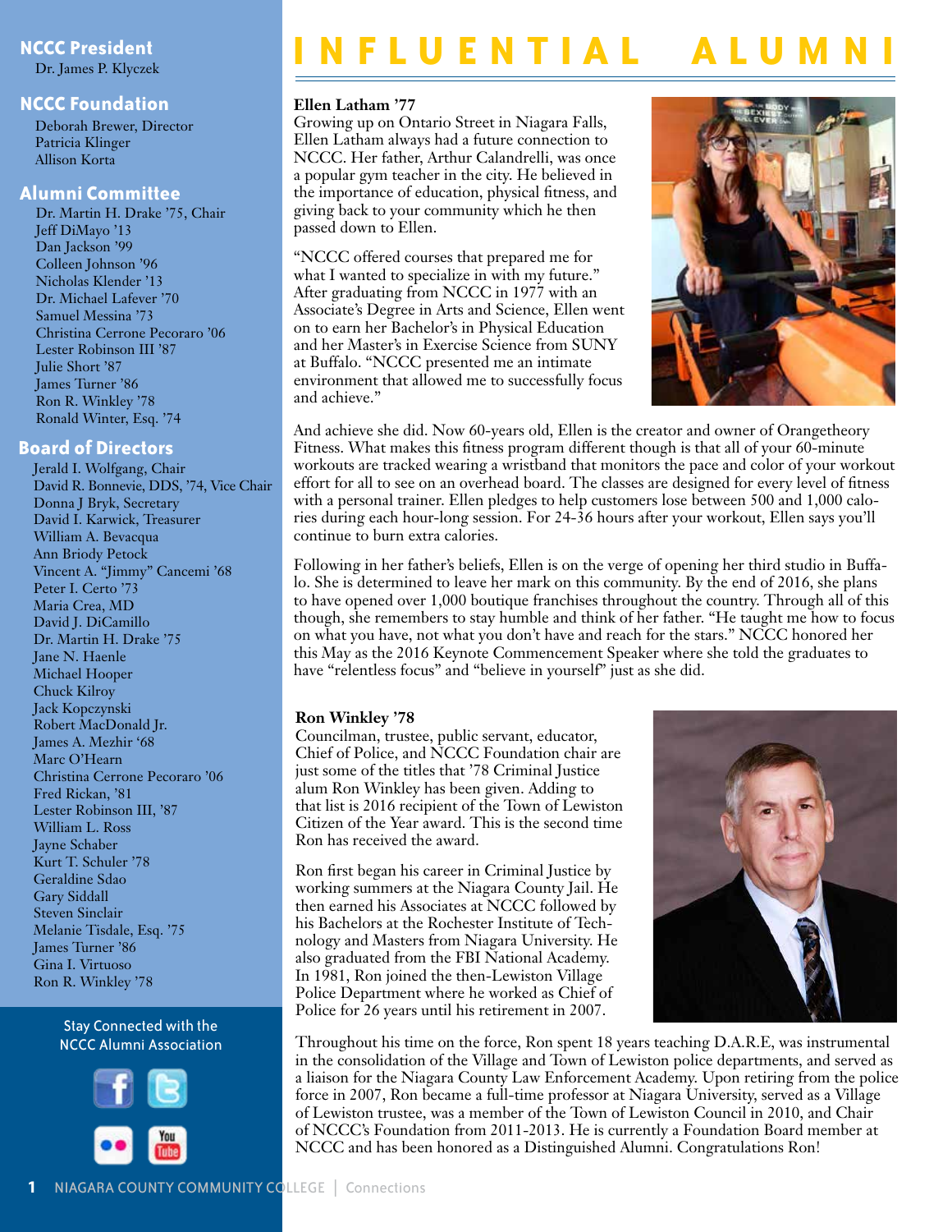## NCCC President

Dr. James P. Klyczek

## NCCC Foundation

Deborah Brewer, Director
Patricia Klinger
Allison Korta

## Alumni Committee

Dr. Martin H. Drake '75, Chair
Jeff DiMayo '13
Dan Jackson '99
Colleen Johnson '96
Nicholas Klender '13
Dr. Michael Lafever '70
Samuel Messina '73
Christina Cerrone Pecoraro '06
Lester Robinson III '87
Julie Short '87
James Turner '86
Ron R. Winkley '78
Ronald Winter, Esq. '74

## Board of Directors

Jerald I. Wolfgang, Chair
David R. Bonnevie, DDS, '74, Vice Chair
Donna J Bryk, Secretary
David I. Karwick, Treasurer
William A. Bevacqua
Ann Briody Petock
Vincent A. "Jimmy" Cancemi '68
Peter I. Certo '73
Maria Crea, MD
David J. DiCamillo
Dr. Martin H. Drake '75
Jane N. Haenle
Michael Hooper
Chuck Kilroy
Jack Kopczynski
Robert MacDonald Jr.
James A. Mezhir '68
Marc O'Hearn
Christina Cerrone Pecoraro '06
Fred Rickan, '81
Lester Robinson III, '87
William L. Ross
Jayne Schaber
Kurt T. Schuler '78
Geraldine Sdao
Gary Siddall
Steven Sinclair
Melanie Tisdale, Esq. '75
James Turner '86
Gina I. Virtuoso
Ron R. Winkley '78

Stay Connected with the NCCC Alumni Association

# INFLUENTIAL ALUMNI

**Ellen Latham '77**

Growing up on Ontario Street in Niagara Falls, Ellen Latham always had a future connection to NCCC. Her father, Arthur Calandrelli, was once a popular gym teacher in the city. He believed in the importance of education, physical fitness, and giving back to your community which he then passed down to Ellen.

"NCCC offered courses that prepared me for what I wanted to specialize in with my future." After graduating from NCCC in 1977 with an Associate's Degree in Arts and Science, Ellen went on to earn her Bachelor's in Physical Education and her Master's in Exercise Science from SUNY at Buffalo. "NCCC presented me an intimate environment that allowed me to successfully focus and achieve."

And achieve she did. Now 60-years old, Ellen is the creator and owner of Orangetheory Fitness. What makes this fitness program different though is that all of your 60-minute workouts are tracked wearing a wristband that monitors the pace and color of your workout effort for all to see on an overhead board. The classes are designed for every level of fitness with a personal trainer. Ellen pledges to help customers lose between 500 and 1,000 calories during each hour-long session. For 24-36 hours after your workout, Ellen says you'll continue to burn extra calories.

Following in her father's beliefs, Ellen is on the verge of opening her third studio in Buffalo. She is determined to leave her mark on this community. By the end of 2016, she plans to have opened over 1,000 boutique franchises throughout the country. Through all of this though, she remembers to stay humble and think of her father. "He taught me how to focus on what you have, not what you don't have and reach for the stars." NCCC honored her this May as the 2016 Keynote Commencement Speaker where she told the graduates to have "relentless focus" and "believe in yourself" just as she did.

**Ron Winkley '78**

Councilman, trustee, public servant, educator, Chief of Police, and NCCC Foundation chair are just some of the titles that '78 Criminal Justice alum Ron Winkley has been given. Adding to that list is 2016 recipient of the Town of Lewiston Citizen of the Year award. This is the second time Ron has received the award.

Ron first began his career in Criminal Justice by working summers at the Niagara County Jail. He then earned his Associates at NCCC followed by his Bachelors at the Rochester Institute of Technology and Masters from Niagara University. He also graduated from the FBI National Academy. In 1981, Ron joined the then-Lewiston Village Police Department where he worked as Chief of Police for 26 years until his retirement in 2007.

Throughout his time on the force, Ron spent 18 years teaching D.A.R.E, was instrumental in the consolidation of the Village and Town of Lewiston police departments, and served as a liaison for the Niagara County Law Enforcement Academy. Upon retiring from the police force in 2007, Ron became a full-time professor at Niagara University, served as a Village of Lewiston trustee, was a member of the Town of Lewiston Council in 2010, and Chair of NCCC's Foundation from 2011-2013. He is currently a Foundation Board member at NCCC and has been honored as a Distinguished Alumni. Congratulations Ron!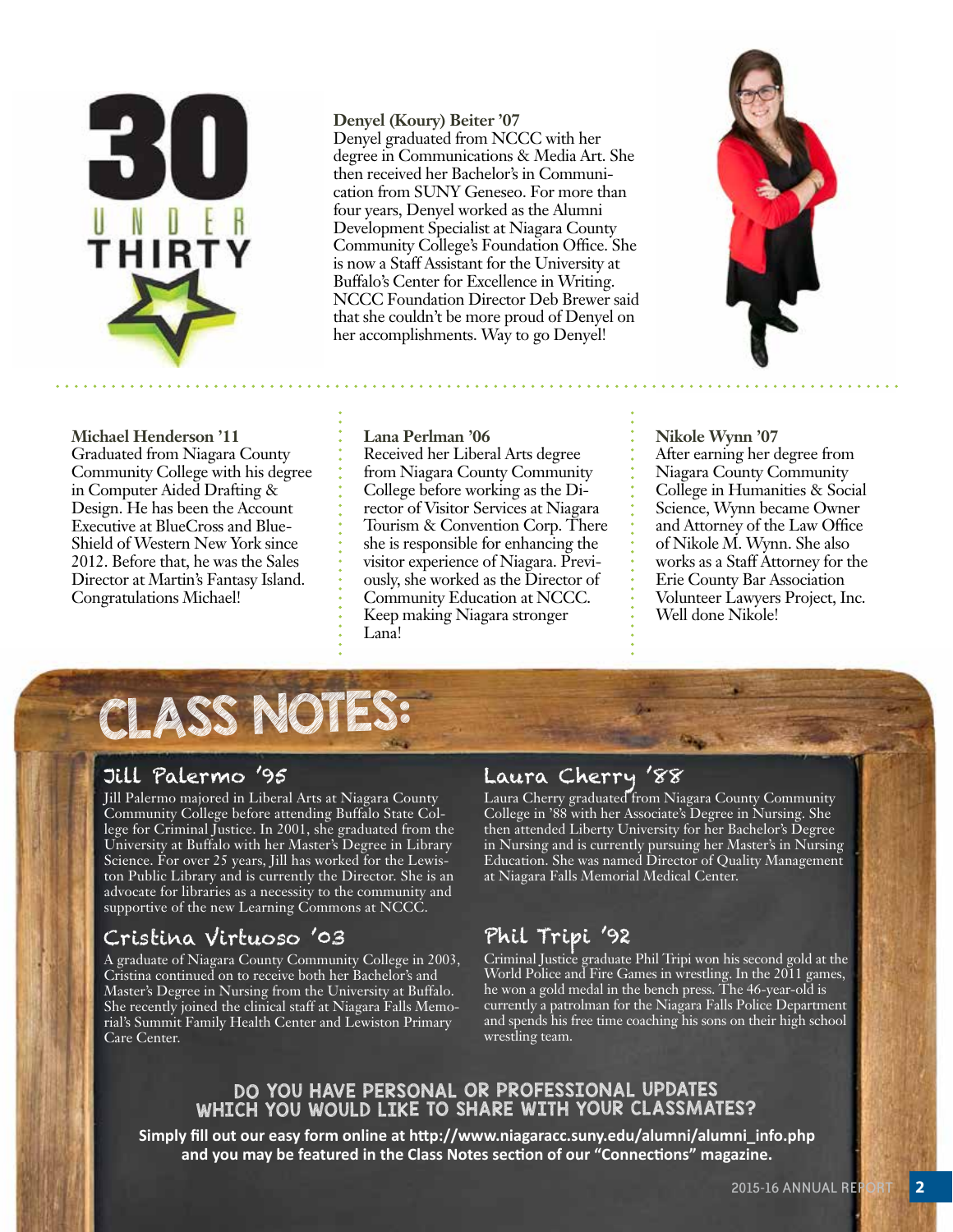# 30 UNDER THIRTY

**Denyel (Koury) Beiter '07**
Denyel graduated from NCCC with her degree in Communications & Media Art. She then received her Bachelor's in Communication from SUNY Geneseo. For more than four years, Denyel worked as the Alumni Development Specialist at Niagara County Community College's Foundation Office. She is now a Staff Assistant for the University at Buffalo's Center for Excellence in Writing. NCCC Foundation Director Deb Brewer said that she couldn't be more proud of Denyel on her accomplishments. Way to go Denyel!

**Michael Henderson '11**
Graduated from Niagara County Community College with his degree in Computer Aided Drafting & Design. He has been the Account Executive at BlueCross and BlueShield of Western New York since 2012. Before that, he was the Sales Director at Martin's Fantasy Island. Congratulations Michael!

**Lana Perlman '06**
Received her Liberal Arts degree from Niagara County Community College before working as the Director of Visitor Services at Niagara Tourism & Convention Corp. There she is responsible for enhancing the visitor experience of Niagara. Previously, she worked as the Director of Community Education at NCCC. Keep making Niagara stronger Lana!

**Nikole Wynn '07**
After earning her degree from Niagara County Community College in Humanities & Social Science, Wynn became Owner and Attorney of the Law Office of Nikole M. Wynn. She also works as a Staff Attorney for the Erie County Bar Association Volunteer Lawyers Project, Inc. Well done Nikole!

# CLASS NOTES:

## Jill Palermo '95

Jill Palermo majored in Liberal Arts at Niagara County Community College before attending Buffalo State College for Criminal Justice. In 2001, she graduated from the University at Buffalo with her Master's Degree in Library Science. For over 25 years, Jill has worked for the Lewiston Public Library and is currently the Director. She is an advocate for libraries as a necessity to the community and supportive of the new Learning Commons at NCCC.

## Cristina Virtuoso '03

A graduate of Niagara County Community College in 2003, Cristina continued on to receive both her Bachelor's and Master's Degree in Nursing from the University at Buffalo. She recently joined the clinical staff at Niagara Falls Memorial's Summit Family Health Center and Lewiston Primary Care Center.

## Laura Cherry '88

Laura Cherry graduated from Niagara County Community College in '88 with her Associate's Degree in Nursing. She then attended Liberty University for her Bachelor's Degree in Nursing and is currently pursuing her Master's in Nursing Education. She was named Director of Quality Management at Niagara Falls Memorial Medical Center.

## Phil Tripi '92

Criminal Justice graduate Phil Tripi won his second gold at the World Police and Fire Games in wrestling. In the 2011 games, he won a gold medal in the bench press. The 46-year-old is currently a patrolman for the Niagara Falls Police Department and spends his free time coaching his sons on their high school wrestling team.

## DO YOU HAVE PERSONAL OR PROFESSIONAL UPDATES WHICH YOU WOULD LIKE TO SHARE WITH YOUR CLASSMATES?

**Simply fill out our easy form online at http://www.niagaracc.suny.edu/alumni/alumni_info.php and you may be featured in the Class Notes section of our "Connections" magazine.**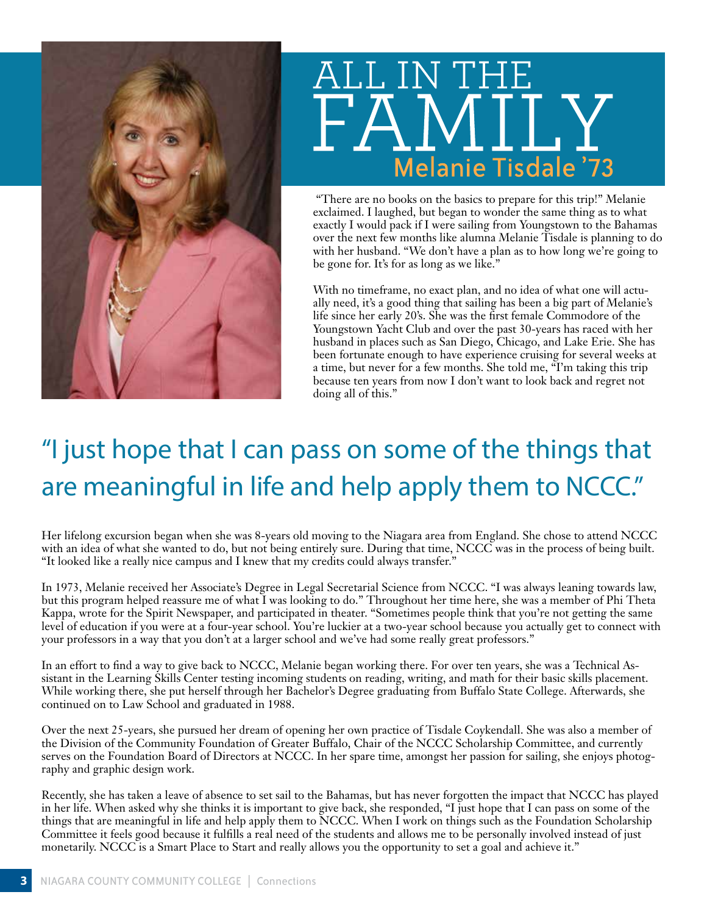# ALL IN THE FAMILY

## Melanie Tisdale '73

"There are no books on the basics to prepare for this trip!" Melanie exclaimed. I laughed, but began to wonder the same thing as to what exactly I would pack if I were sailing from Youngstown to the Bahamas over the next few months like alumna Melanie Tisdale is planning to do with her husband. "We don't have a plan as to how long we're going to be gone for. It's for as long as we like."

With no timeframe, no exact plan, and no idea of what one will actually need, it's a good thing that sailing has been a big part of Melanie's life since her early 20's. She was the first female Commodore of the Youngstown Yacht Club and over the past 30-years has raced with her husband in places such as San Diego, Chicago, and Lake Erie. She has been fortunate enough to have experience cruising for several weeks at a time, but never for a few months. She told me, "I'm taking this trip because ten years from now I don't want to look back and regret not doing all of this."

> "I just hope that I can pass on some of the things that are meaningful in life and help apply them to NCCC."

Her lifelong excursion began when she was 8-years old moving to the Niagara area from England. She chose to attend NCCC with an idea of what she wanted to do, but not being entirely sure. During that time, NCCC was in the process of being built. "It looked like a really nice campus and I knew that my credits could always transfer."

In 1973, Melanie received her Associate's Degree in Legal Secretarial Science from NCCC. "I was always leaning towards law, but this program helped reassure me of what I was looking to do." Throughout her time here, she was a member of Phi Theta Kappa, wrote for the Spirit Newspaper, and participated in theater. "Sometimes people think that you're not getting the same level of education if you were at a four-year school. You're luckier at a two-year school because you actually get to connect with your professors in a way that you don't at a larger school and we've had some really great professors."

In an effort to find a way to give back to NCCC, Melanie began working there. For over ten years, she was a Technical Assistant in the Learning Skills Center testing incoming students on reading, writing, and math for their basic skills placement. While working there, she put herself through her Bachelor's Degree graduating from Buffalo State College. Afterwards, she continued on to Law School and graduated in 1988.

Over the next 25-years, she pursued her dream of opening her own practice of Tisdale Coykendall. She was also a member of the Division of the Community Foundation of Greater Buffalo, Chair of the NCCC Scholarship Committee, and currently serves on the Foundation Board of Directors at NCCC. In her spare time, amongst her passion for sailing, she enjoys photography and graphic design work.

Recently, she has taken a leave of absence to set sail to the Bahamas, but has never forgotten the impact that NCCC has played in her life. When asked why she thinks it is important to give back, she responded, "I just hope that I can pass on some of the things that are meaningful in life and help apply them to NCCC. When I work on things such as the Foundation Scholarship Committee it feels good because it fulfills a real need of the students and allows me to be personally involved instead of just monetarily. NCCC is a Smart Place to Start and really allows you the opportunity to set a goal and achieve it."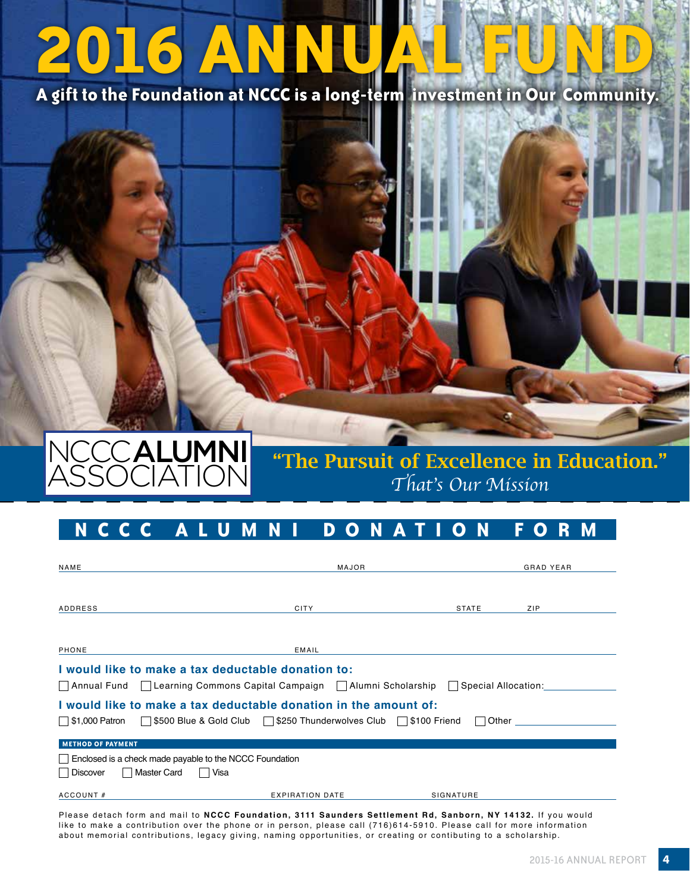# 2016 ANNUAL FUND

**A gift to the Foundation at NCCC is a long-term investment in Our Community.**

NCCC **ALUMNI** ASSOCIATION

**"The Pursuit of Excellence in Education."**
*That's Our Mission*

## NCCC ALUMNI DONATION FORM

NAME ______________________ MAJOR ______________________ GRAD YEAR __________

ADDRESS ______________________ CITY ______________________ STATE __________ ZIP __________

PHONE ______________________ EMAIL ______________________

**I would like to make a tax deductable donation to:**

☐ Annual Fund ☐ Learning Commons Capital Campaign ☐ Alumni Scholarship ☐ Special Allocation: __________

**I would like to make a tax deductable donation in the amount of:**

☐ $1,000 Patron ☐ $500 Blue & Gold Club ☐ $250 Thunderwolves Club ☐ $100 Friend ☐ Other __________

**METHOD OF PAYMENT**

☐ Enclosed is a check made payable to the NCCC Foundation

☐ Discover ☐ Master Card ☐ Visa

ACCOUNT # ______________________ EXPIRATION DATE ______________________ SIGNATURE ______________________

Please detach form and mail to **NCCC Foundation, 3111 Saunders Settlement Rd, Sanborn, NY 14132.** If you would like to make a contribution over the phone or in person, please call (716)614-5910. Please call for more information about memorial contributions, legacy giving, naming opportunities, or creating or contibuting to a scholarship.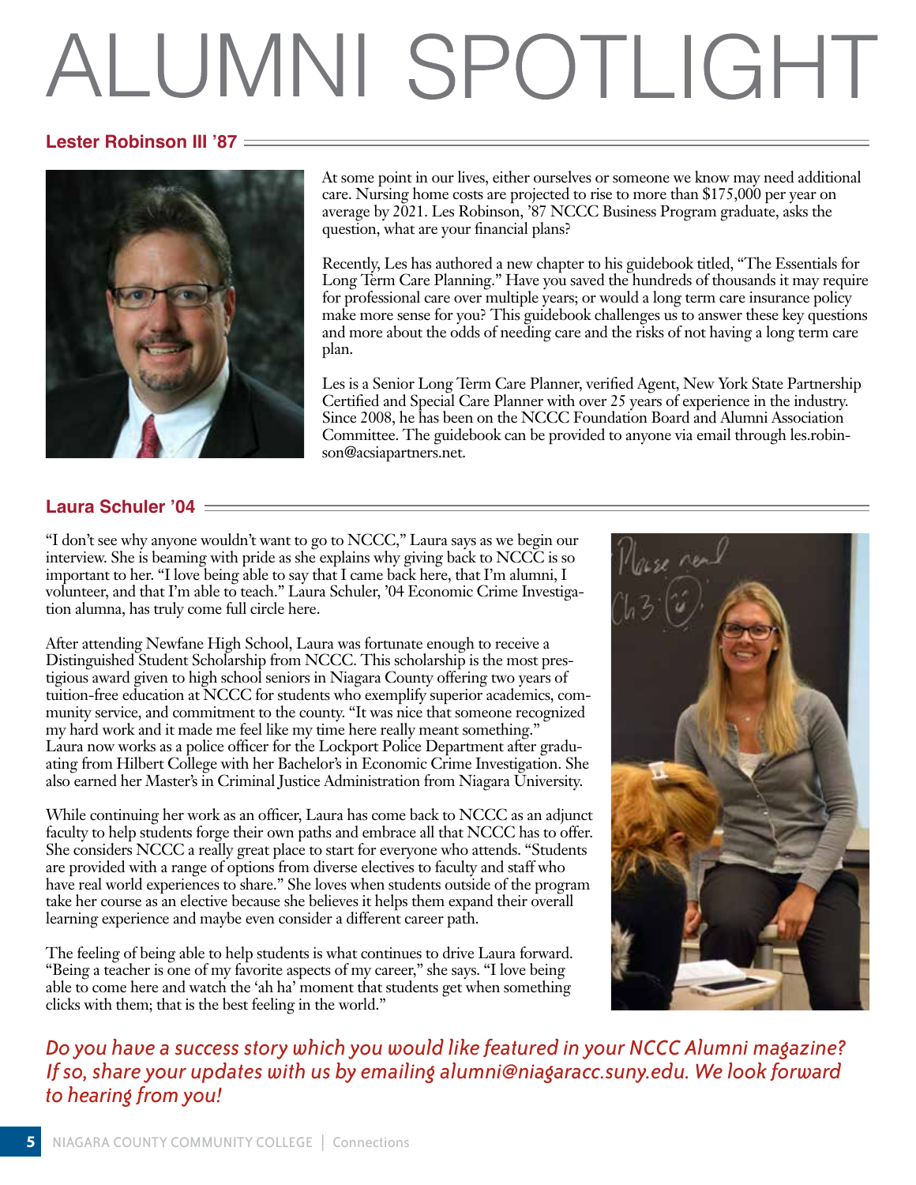# ALUMNI SPOTLIGHT

## Lester Robinson III '87

At some point in our lives, either ourselves or someone we know may need additional care. Nursing home costs are projected to rise to more than $175,000 per year on average by 2021. Les Robinson, '87 NCCC Business Program graduate, asks the question, what are your financial plans?

Recently, Les has authored a new chapter to his guidebook titled, "The Essentials for Long Term Care Planning." Have you saved the hundreds of thousands it may require for professional care over multiple years; or would a long term care insurance policy make more sense for you? This guidebook challenges us to answer these key questions and more about the odds of needing care and the risks of not having a long term care plan.

Les is a Senior Long Term Care Planner, verified Agent, New York State Partnership Certified and Special Care Planner with over 25 years of experience in the industry. Since 2008, he has been on the NCCC Foundation Board and Alumni Association Committee. The guidebook can be provided to anyone via email through les.robinson@acsiapartners.net.

## Laura Schuler '04

"I don't see why anyone wouldn't want to go to NCCC," Laura says as we begin our interview. She is beaming with pride as she explains why giving back to NCCC is so important to her. "I love being able to say that I came back here, that I'm alumni, I volunteer, and that I'm able to teach." Laura Schuler, '04 Economic Crime Investigation alumna, has truly come full circle here.

After attending Newfane High School, Laura was fortunate enough to receive a Distinguished Student Scholarship from NCCC. This scholarship is the most prestigious award given to high school seniors in Niagara County offering two years of tuition-free education at NCCC for students who exemplify superior academics, community service, and commitment to the county. "It was nice that someone recognized my hard work and it made me feel like my time here really meant something." Laura now works as a police officer for the Lockport Police Department after graduating from Hilbert College with her Bachelor's in Economic Crime Investigation. She also earned her Master's in Criminal Justice Administration from Niagara University.

While continuing her work as an officer, Laura has come back to NCCC as an adjunct faculty to help students forge their own paths and embrace all that NCCC has to offer. She considers NCCC a really great place to start for everyone who attends. "Students are provided with a range of options from diverse electives to faculty and staff who have real world experiences to share." She loves when students outside of the program take her course as an elective because she believes it helps them expand their overall learning experience and maybe even consider a different career path.

The feeling of being able to help students is what continues to drive Laura forward. "Being a teacher is one of my favorite aspects of my career," she says. "I love being able to come here and watch the 'ah ha' moment that students get when something clicks with them; that is the best feeling in the world."

*Do you have a success story which you would like featured in your NCCC Alumni magazine? If so, share your updates with us by emailing alumni@niagaracc.suny.edu. We look forward to hearing from you!*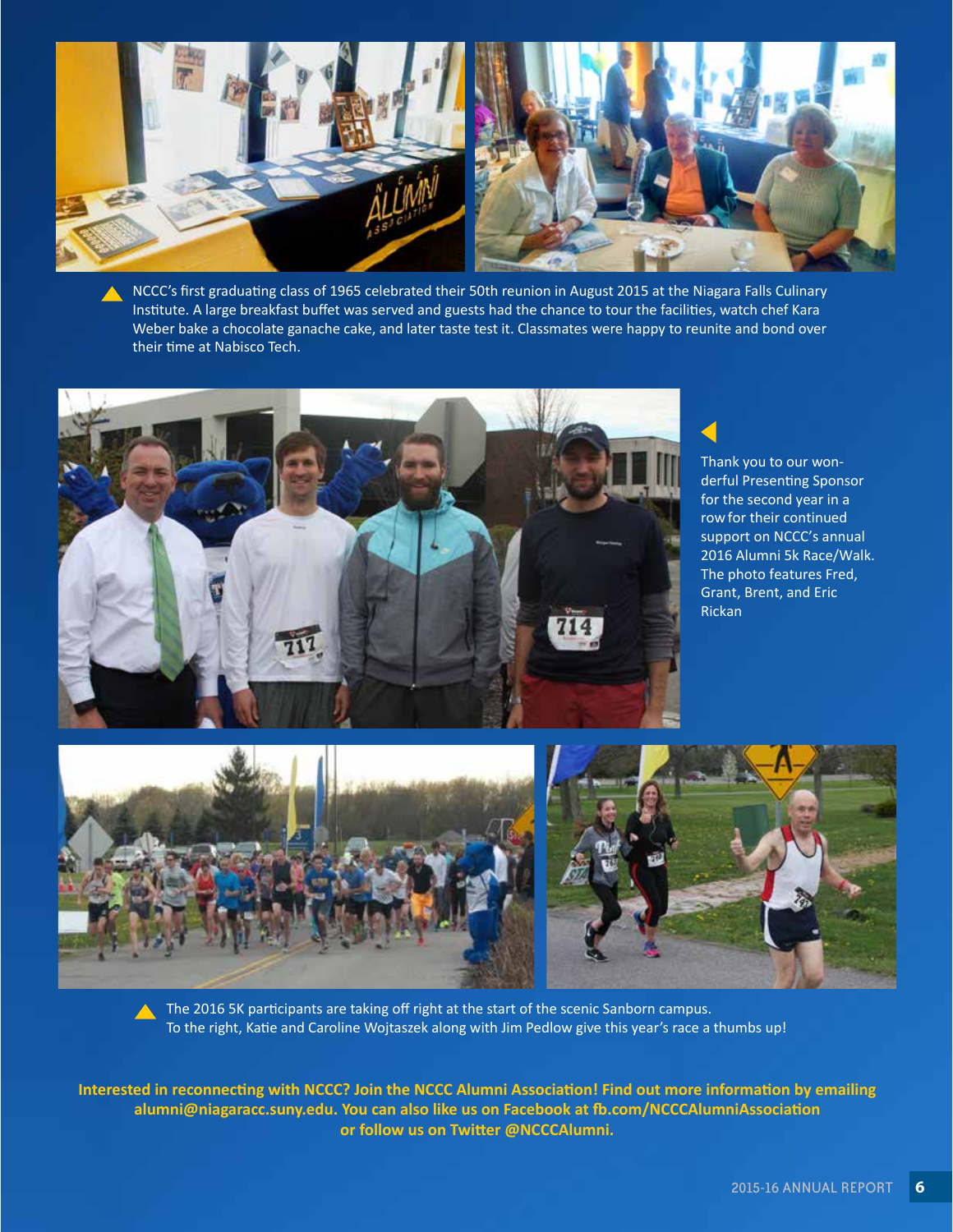NCCC's first graduating class of 1965 celebrated their 50th reunion in August 2015 at the Niagara Falls Culinary Institute. A large breakfast buffet was served and guests had the chance to tour the facilities, watch chef Kara Weber bake a chocolate ganache cake, and later taste test it. Classmates were happy to reunite and bond over their time at Nabisco Tech.

Thank you to our wonderful Presenting Sponsor for the second year in a row for their continued support on NCCC's annual 2016 Alumni 5k Race/Walk. The photo features Fred, Grant, Brent, and Eric Rickan

The 2016 5K participants are taking off right at the start of the scenic Sanborn campus.
To the right, Katie and Caroline Wojtaszek along with Jim Pedlow give this year's race a thumbs up!

**Interested in reconnecting with NCCC? Join the NCCC Alumni Association! Find out more information by emailing alumni@niagaracc.suny.edu. You can also like us on Facebook at fb.com/NCCCAlumniAssociation or follow us on Twitter @NCCCAlumni.**